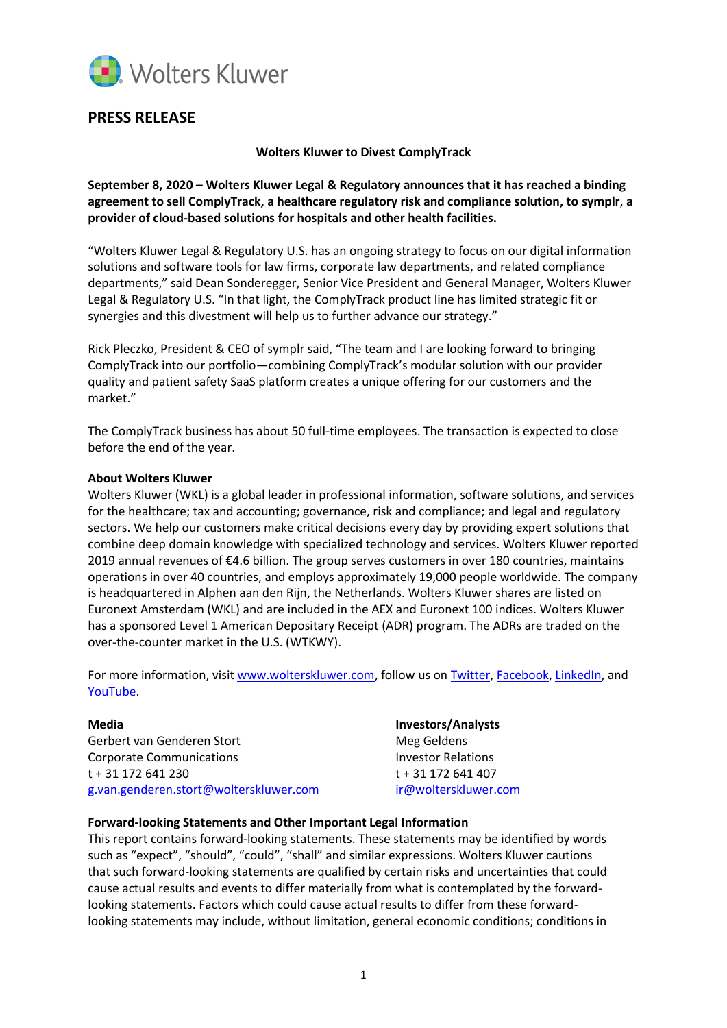Wolters Kluwer

# PRESS RELEASE

**Wolters Kluwer to Divest ComplyTrack**

**September 8, 2020 – Wolters Kluwer Legal & Regulatory announces that it has reached a binding agreement to sell ComplyTrack, a healthcare regulatory risk and compliance solution, to symplr, a provider of cloud-based solutions for hospitals and other health facilities.**

"Wolters Kluwer Legal & Regulatory U.S. has an ongoing strategy to focus on our digital information solutions and software tools for law firms, corporate law departments, and related compliance departments," said Dean Sonderegger, Senior Vice President and General Manager, Wolters Kluwer Legal & Regulatory U.S. "In that light, the ComplyTrack product line has limited strategic fit or synergies and this divestment will help us to further advance our strategy."

Rick Pleczko, President & CEO of symplr said, "The team and I are looking forward to bringing ComplyTrack into our portfolio—combining ComplyTrack's modular solution with our provider quality and patient safety SaaS platform creates a unique offering for our customers and the market."

The ComplyTrack business has about 50 full-time employees. The transaction is expected to close before the end of the year.

**About Wolters Kluwer**

Wolters Kluwer (WKL) is a global leader in professional information, software solutions, and services for the healthcare; tax and accounting; governance, risk and compliance; and legal and regulatory sectors. We help our customers make critical decisions every day by providing expert solutions that combine deep domain knowledge with specialized technology and services. Wolters Kluwer reported 2019 annual revenues of €4.6 billion. The group serves customers in over 180 countries, maintains operations in over 40 countries, and employs approximately 19,000 people worldwide. The company is headquartered in Alphen aan den Rijn, the Netherlands. Wolters Kluwer shares are listed on Euronext Amsterdam (WKL) and are included in the AEX and Euronext 100 indices. Wolters Kluwer has a sponsored Level 1 American Depositary Receipt (ADR) program. The ADRs are traded on the over-the-counter market in the U.S. (WTKWY).

For more information, visit www.wolterskluwer.com, follow us on Twitter, Facebook, LinkedIn, and YouTube.

**Media**
Gerbert van Genderen Stort
Corporate Communications
t + 31 172 641 230
g.van.genderen.stort@wolterskluwer.com

**Investors/Analysts**
Meg Geldens
Investor Relations
t + 31 172 641 407
ir@wolterskluwer.com

**Forward-looking Statements and Other Important Legal Information**

This report contains forward-looking statements. These statements may be identified by words such as "expect", "should", "could", "shall" and similar expressions. Wolters Kluwer cautions that such forward-looking statements are qualified by certain risks and uncertainties that could cause actual results and events to differ materially from what is contemplated by the forward-looking statements. Factors which could cause actual results to differ from these forward-looking statements may include, without limitation, general economic conditions; conditions in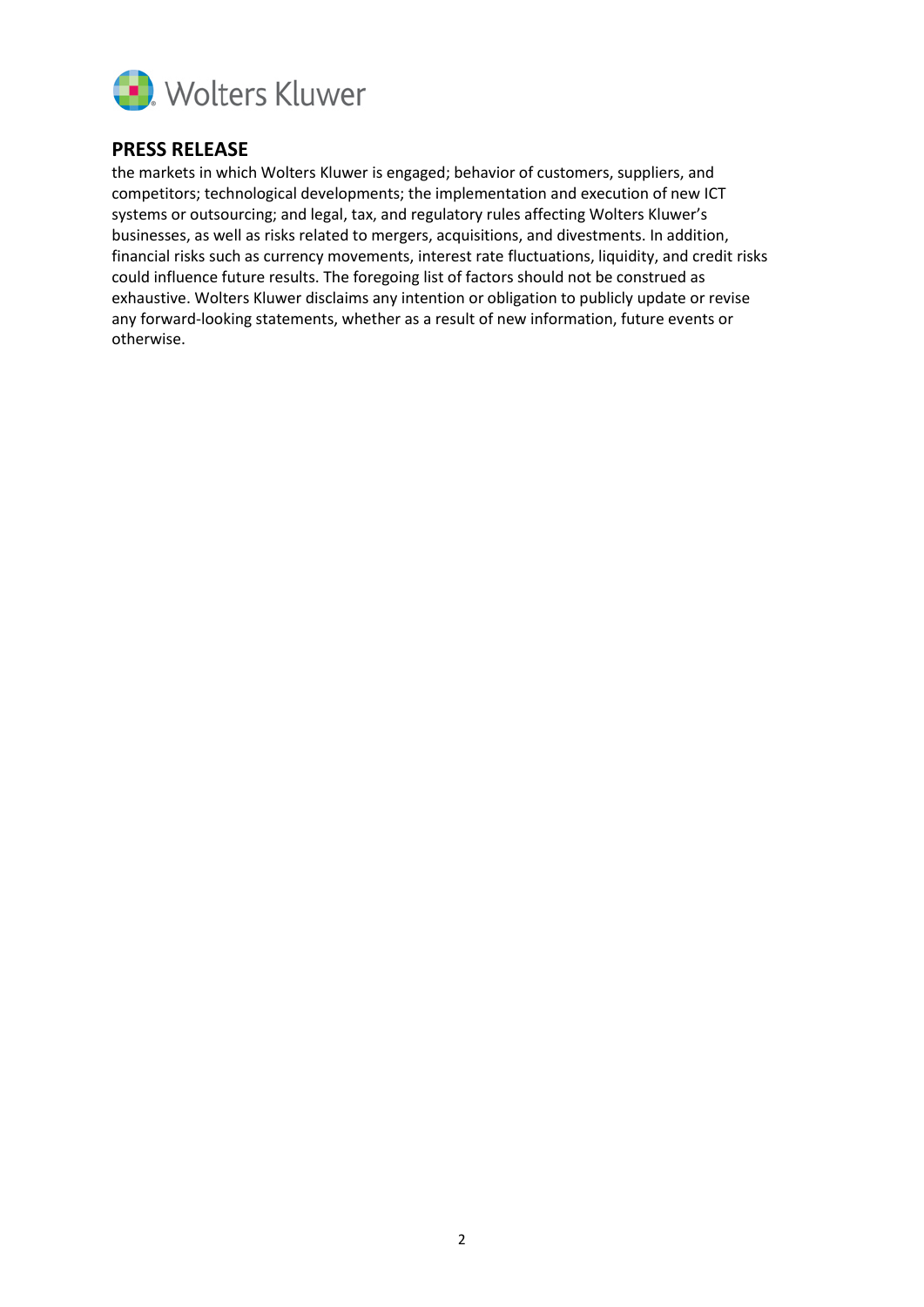## PRESS RELEASE

the markets in which Wolters Kluwer is engaged; behavior of customers, suppliers, and competitors; technological developments; the implementation and execution of new ICT systems or outsourcing; and legal, tax, and regulatory rules affecting Wolters Kluwer's businesses, as well as risks related to mergers, acquisitions, and divestments. In addition, financial risks such as currency movements, interest rate fluctuations, liquidity, and credit risks could influence future results. The foregoing list of factors should not be construed as exhaustive. Wolters Kluwer disclaims any intention or obligation to publicly update or revise any forward-looking statements, whether as a result of new information, future events or otherwise.